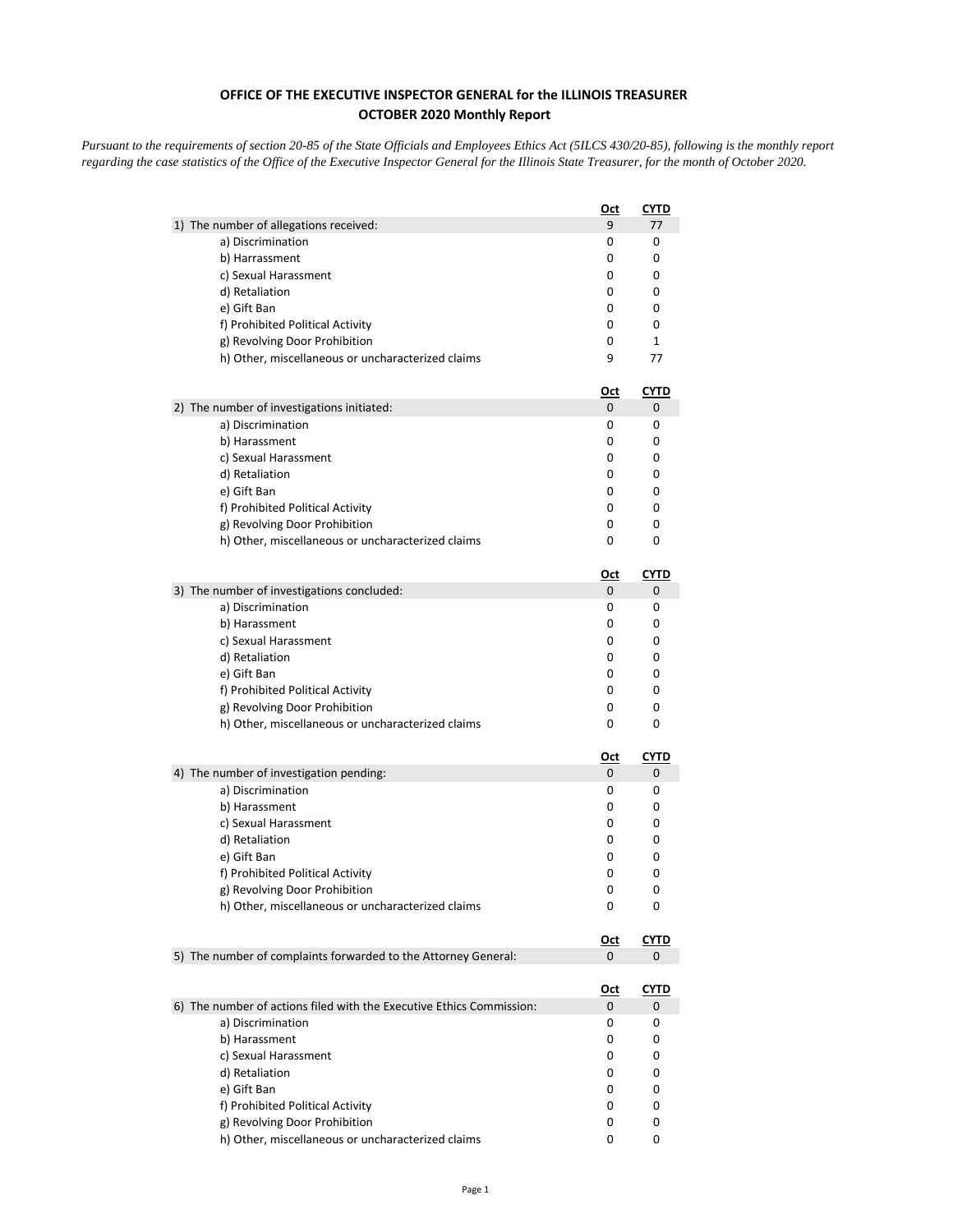**OFFICE OF THE EXECUTIVE INSPECTOR GENERAL for the ILLINOIS TREASURER**
**OCTOBER 2020 Monthly Report**

*Pursuant to the requirements of section 20-85 of the State Officials and Employees Ethics Act (5ILCS 430/20-85), following is the monthly report regarding the case statistics of the Office of the Executive Inspector General for the Illinois State Treasurer, for the month of October 2020.*

| | Oct | CYTD |
|---|---|---|
| 1) The number of allegations received: | 9 | 77 |
| a) Discrimination | 0 | 0 |
| b) Harrassment | 0 | 0 |
| c) Sexual Harassment | 0 | 0 |
| d) Retaliation | 0 | 0 |
| e) Gift Ban | 0 | 0 |
| f) Prohibited Political Activity | 0 | 0 |
| g) Revolving Door Prohibition | 0 | 1 |
| h) Other, miscellaneous or uncharacterized claims | 9 | 77 |

| | Oct | CYTD |
|---|---|---|
| 2) The number of investigations initiated: | 0 | 0 |
| a) Discrimination | 0 | 0 |
| b) Harassment | 0 | 0 |
| c) Sexual Harassment | 0 | 0 |
| d) Retaliation | 0 | 0 |
| e) Gift Ban | 0 | 0 |
| f) Prohibited Political Activity | 0 | 0 |
| g) Revolving Door Prohibition | 0 | 0 |
| h) Other, miscellaneous or uncharacterized claims | 0 | 0 |

| | Oct | CYTD |
|---|---|---|
| 3) The number of investigations concluded: | 0 | 0 |
| a) Discrimination | 0 | 0 |
| b) Harassment | 0 | 0 |
| c) Sexual Harassment | 0 | 0 |
| d) Retaliation | 0 | 0 |
| e) Gift Ban | 0 | 0 |
| f) Prohibited Political Activity | 0 | 0 |
| g) Revolving Door Prohibition | 0 | 0 |
| h) Other, miscellaneous or uncharacterized claims | 0 | 0 |

| | Oct | CYTD |
|---|---|---|
| 4) The number of investigation pending: | 0 | 0 |
| a) Discrimination | 0 | 0 |
| b) Harassment | 0 | 0 |
| c) Sexual Harassment | 0 | 0 |
| d) Retaliation | 0 | 0 |
| e) Gift Ban | 0 | 0 |
| f) Prohibited Political Activity | 0 | 0 |
| g) Revolving Door Prohibition | 0 | 0 |
| h) Other, miscellaneous or uncharacterized claims | 0 | 0 |

| | Oct | CYTD |
|---|---|---|
| 5) The number of complaints forwarded to the Attorney General: | 0 | 0 |

| | Oct | CYTD |
|---|---|---|
| 6) The number of actions filed with the Executive Ethics Commission: | 0 | 0 |
| a) Discrimination | 0 | 0 |
| b) Harassment | 0 | 0 |
| c) Sexual Harassment | 0 | 0 |
| d) Retaliation | 0 | 0 |
| e) Gift Ban | 0 | 0 |
| f) Prohibited Political Activity | 0 | 0 |
| g) Revolving Door Prohibition | 0 | 0 |
| h) Other, miscellaneous or uncharacterized claims | 0 | 0 |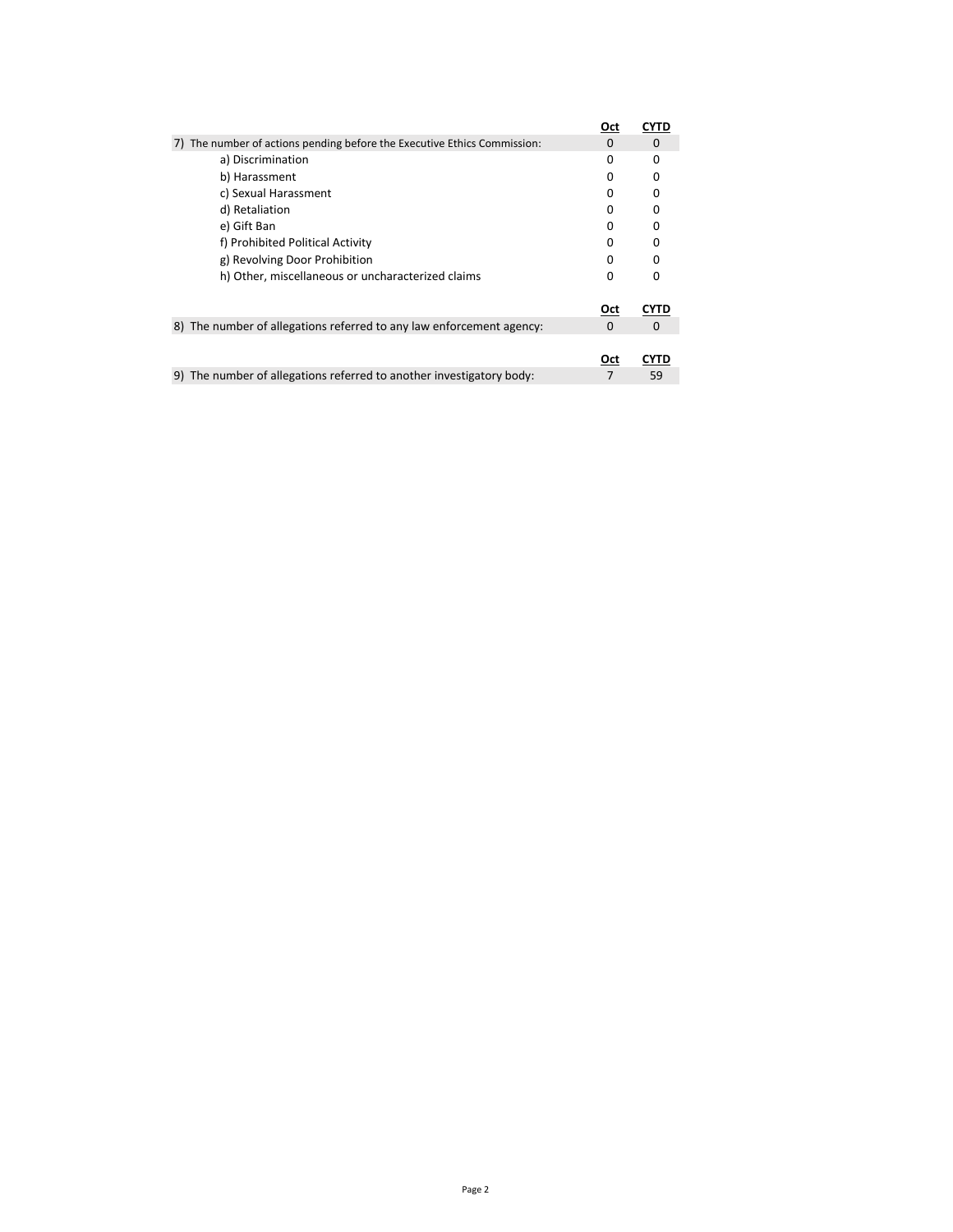| | Oct | CYTD |
|---|---|---|
| 7) The number of actions pending before the Executive Ethics Commission: | 0 | 0 |
| a) Discrimination | 0 | 0 |
| b) Harassment | 0 | 0 |
| c) Sexual Harassment | 0 | 0 |
| d) Retaliation | 0 | 0 |
| e) Gift Ban | 0 | 0 |
| f) Prohibited Political Activity | 0 | 0 |
| g) Revolving Door Prohibition | 0 | 0 |
| h) Other, miscellaneous or uncharacterized claims | 0 | 0 |

| | Oct | CYTD |
|---|---|---|
| 8) The number of allegations referred to any law enforcement agency: | 0 | 0 |

| | Oct | CYTD |
|---|---|---|
| 9) The number of allegations referred to another investigatory body: | 7 | 59 |